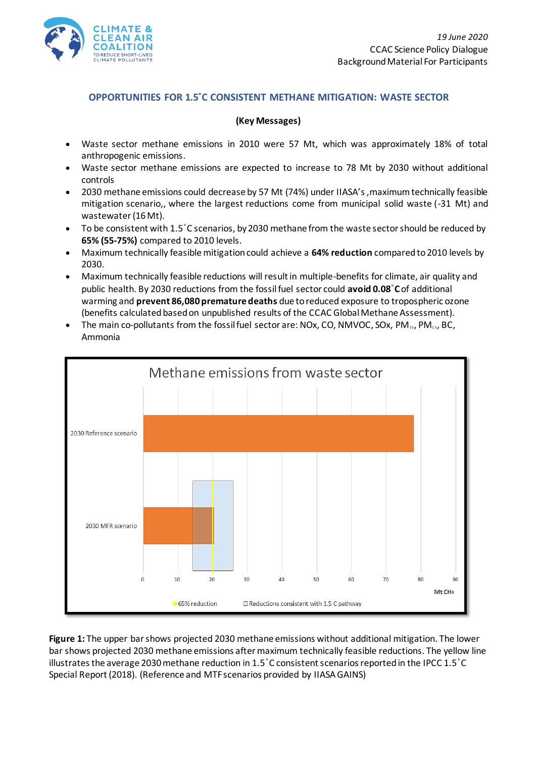*19 June 2020*
CCAC Science Policy Dialogue
Background Material For Participants

## OPPORTUNITIES FOR 1.5˚C CONSISTENT METHANE MITIGATION: WASTE SECTOR

**(Key Messages)**

- Waste sector methane emissions in 2010 were 57 Mt, which was approximately 18% of total anthropogenic emissions.
- Waste sector methane emissions are expected to increase to 78 Mt by 2030 without additional controls
- 2030 methane emissions could decrease by 57 Mt (74%) under IIASA's ,maximum technically feasible mitigation scenario,, where the largest reductions come from municipal solid waste (-31 Mt) and wastewater (16 Mt).
- To be consistent with 1.5˚C scenarios, by 2030 methane from the waste sector should be reduced by **65% (55-75%)** compared to 2010 levels.
- Maximum technically feasible mitigation could achieve a **64% reduction** compared to 2010 levels by 2030.
- Maximum technically feasible reductions will result in multiple-benefits for climate, air quality and public health. By 2030 reductions from the fossil fuel sector could **avoid 0.08˚C** of additional warming and **prevent 86,080 premature deaths** due to reduced exposure to tropospheric ozone (benefits calculated based on unpublished results of the CCAC Global Methane Assessment).
- The main co-pollutants from the fossil fuel sector are: NOx, CO, NMVOC, SOx, $PM_{10}$, $PM_{2.5}$, BC, Ammonia

**Figure 1:** The upper bar shows projected 2030 methane emissions without additional mitigation. The lower bar shows projected 2030 methane emissions after maximum technically feasible reductions. The yellow line illustrates the average 2030 methane reduction in 1.5˚C consistent scenarios reported in the IPCC 1.5˚C Special Report (2018). (Reference and MTF scenarios provided by IIASA GAINS)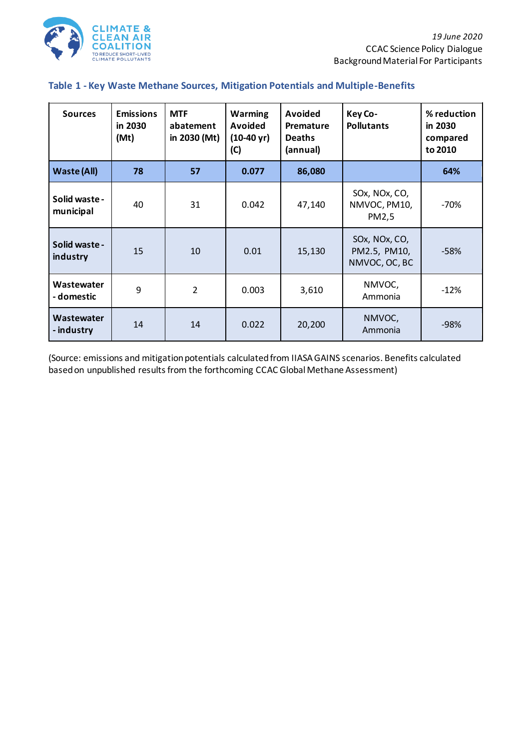### Table 1 - Key Waste Methane Sources, Mitigation Potentials and Multiple-Benefits

| Sources | Emissions in 2030 (Mt) | MTF abatement in 2030 (Mt) | Warming Avoided (10-40 yr) (C) | Avoided Premature Deaths (annual) | Key Co-Pollutants | % reduction in 2030 compared to 2010 |
|---|---|---|---|---|---|---|
| **Waste (All)** | **78** | **57** | **0.077** | **86,080** | | **64%** |
| **Solid waste - municipal** | 40 | 31 | 0.042 | 47,140 | SOx, NOx, CO, NMVOC, PM10, PM2,5 | -70% |
| **Solid waste - industry** | 15 | 10 | 0.01 | 15,130 | SOx, NOx, CO, PM2.5, PM10, NMVOC, OC, BC | -58% |
| **Wastewater - domestic** | 9 | 2 | 0.003 | 3,610 | NMVOC, Ammonia | -12% |
| **Wastewater - industry** | 14 | 14 | 0.022 | 20,200 | NMVOC, Ammonia | -98% |

(Source: emissions and mitigation potentials calculated from IIASA GAINS scenarios. Benefits calculated based on unpublished results from the forthcoming CCAC Global Methane Assessment)